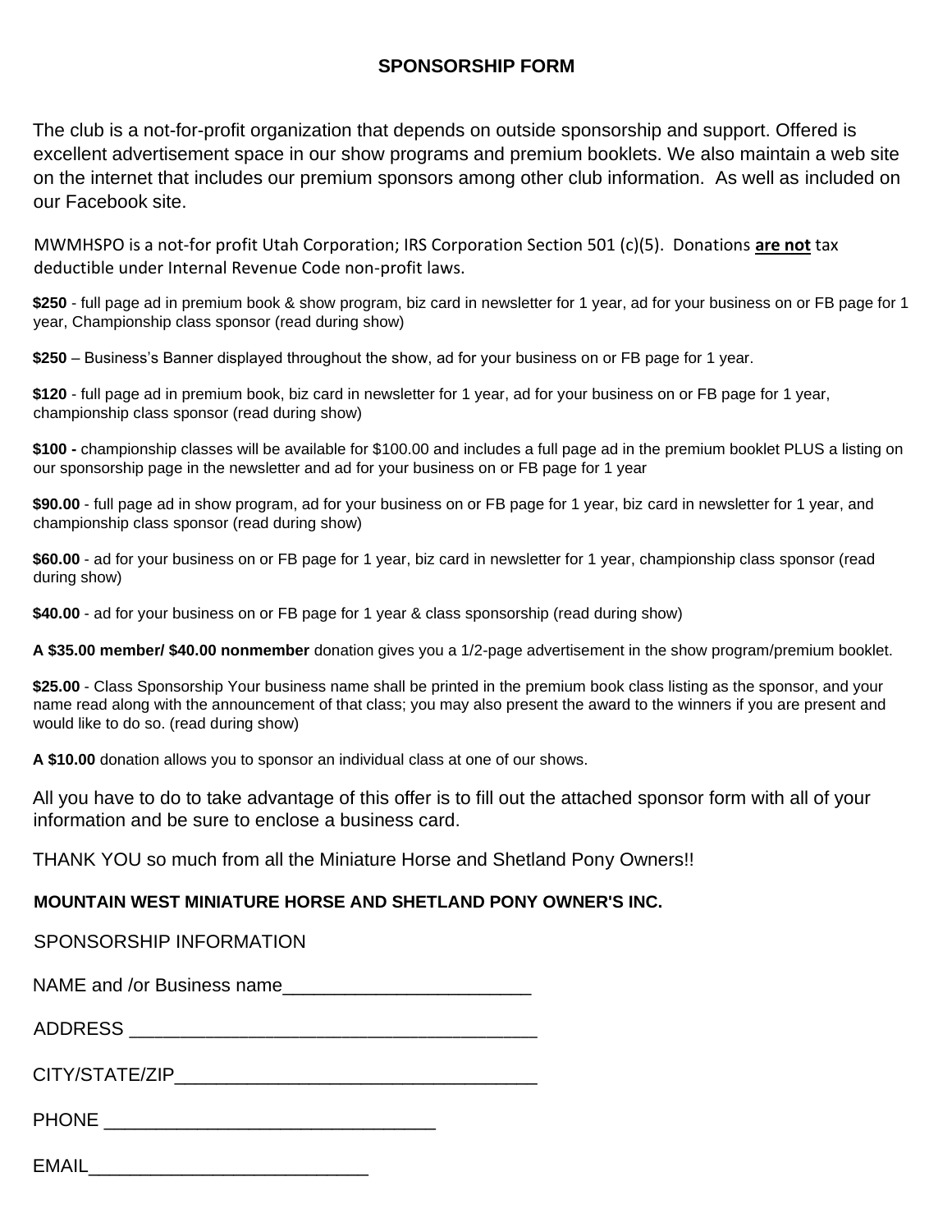## SPONSORSHIP FORM

The club is a not-for-profit organization that depends on outside sponsorship and support. Offered is excellent advertisement space in our show programs and premium booklets. We also maintain a web site on the internet that includes our premium sponsors among other club information. As well as included on our Facebook site.

MWMHSPO is a not-for profit Utah Corporation; IRS Corporation Section 501 (c)(5). Donations **are not** tax deductible under Internal Revenue Code non-profit laws.

**$250** - full page ad in premium book & show program, biz card in newsletter for 1 year, ad for your business on or FB page for 1 year, Championship class sponsor (read during show)

**$250** – Business's Banner displayed throughout the show, ad for your business on or FB page for 1 year.

**$120** - full page ad in premium book, biz card in newsletter for 1 year, ad for your business on or FB page for 1 year, championship class sponsor (read during show)

**$100 -** championship classes will be available for $100.00 and includes a full page ad in the premium booklet PLUS a listing on our sponsorship page in the newsletter and ad for your business on or FB page for 1 year

**$90.00** - full page ad in show program, ad for your business on or FB page for 1 year, biz card in newsletter for 1 year, and championship class sponsor (read during show)

**$60.00** - ad for your business on or FB page for 1 year, biz card in newsletter for 1 year, championship class sponsor (read during show)

**$40.00** - ad for your business on or FB page for 1 year & class sponsorship (read during show)

**A $35.00 member/ $40.00 nonmember** donation gives you a 1/2-page advertisement in the show program/premium booklet.

**$25.00** - Class Sponsorship Your business name shall be printed in the premium book class listing as the sponsor, and your name read along with the announcement of that class; you may also present the award to the winners if you are present and would like to do so. (read during show)

**A $10.00** donation allows you to sponsor an individual class at one of our shows.

All you have to do to take advantage of this offer is to fill out the attached sponsor form with all of your information and be sure to enclose a business card.

THANK YOU so much from all the Miniature Horse and Shetland Pony Owners!!

**MOUNTAIN WEST MINIATURE HORSE AND SHETLAND PONY OWNER'S INC.**

SPONSORSHIP INFORMATION

NAME and /or Business name________________________

ADDRESS _______________________________________

CITY/STATE/ZIP___________________________________

PHONE _______________________________

EMAIL___________________________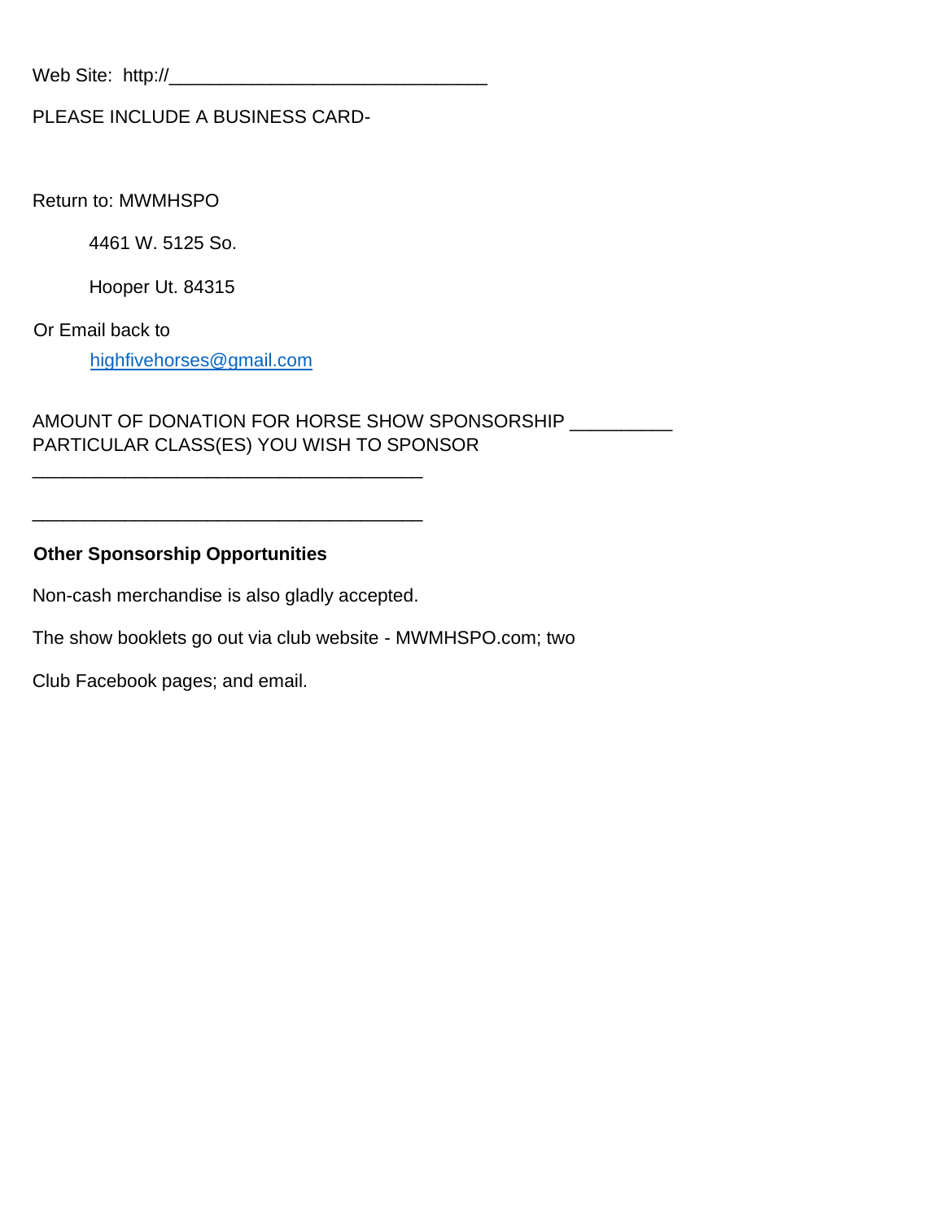Web Site: http://_______________________________

PLEASE INCLUDE A BUSINESS CARD-

Return to: MWMHSPO

4461 W. 5125 So.

Hooper Ut. 84315

Or Email back to

highfivehorses@gmail.com

AMOUNT OF DONATION FOR HORSE SHOW SPONSORSHIP __________
PARTICULAR CLASS(ES) YOU WISH TO SPONSOR

______________________________________

______________________________________

**Other Sponsorship Opportunities**

Non-cash merchandise is also gladly accepted.

The show booklets go out via club website - MWMHSPO.com; two

Club Facebook pages; and email.